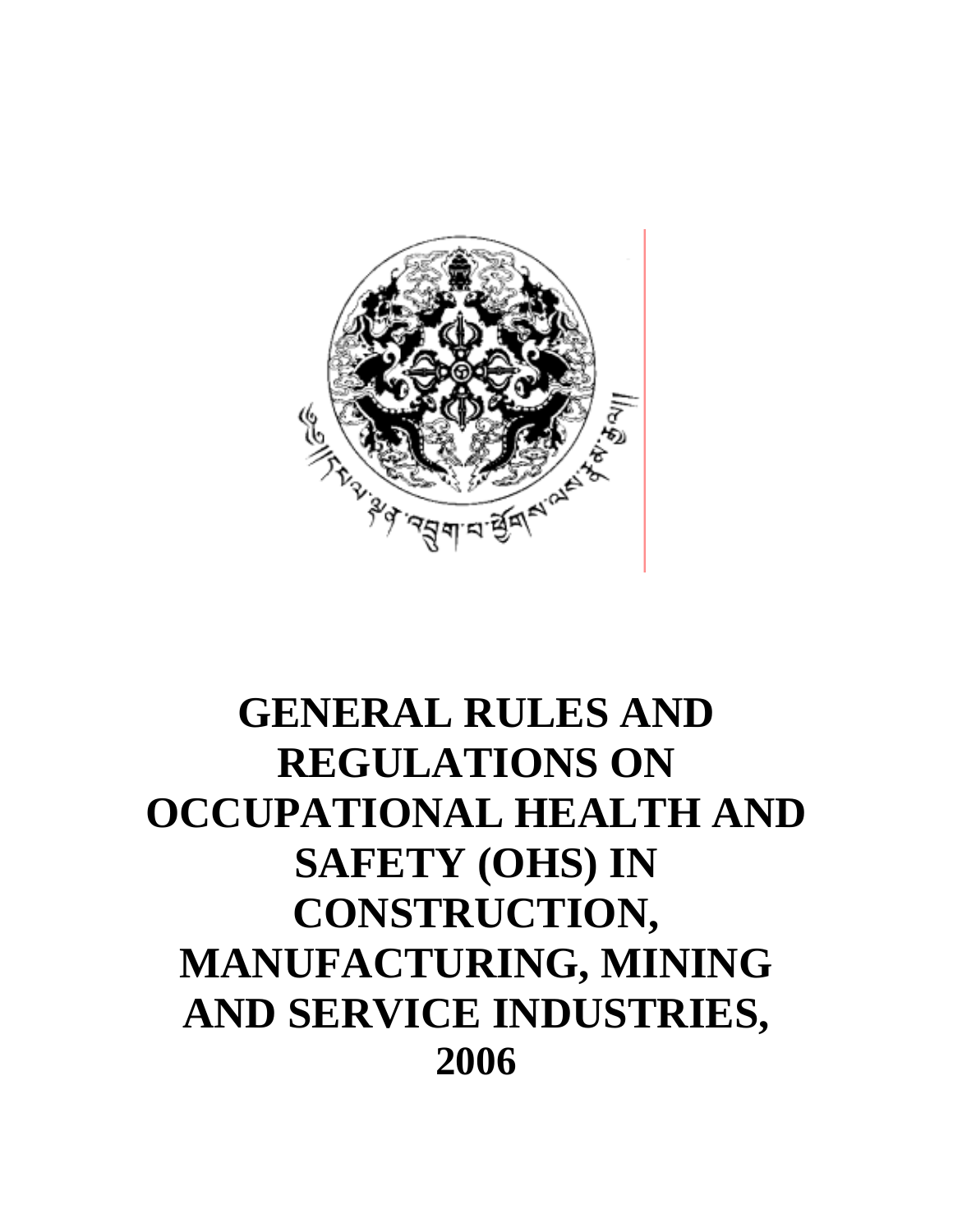# GENERAL RULES AND REGULATIONS ON OCCUPATIONAL HEALTH AND SAFETY (OHS) IN CONSTRUCTION, MANUFACTURING, MINING AND SERVICE INDUSTRIES, 2006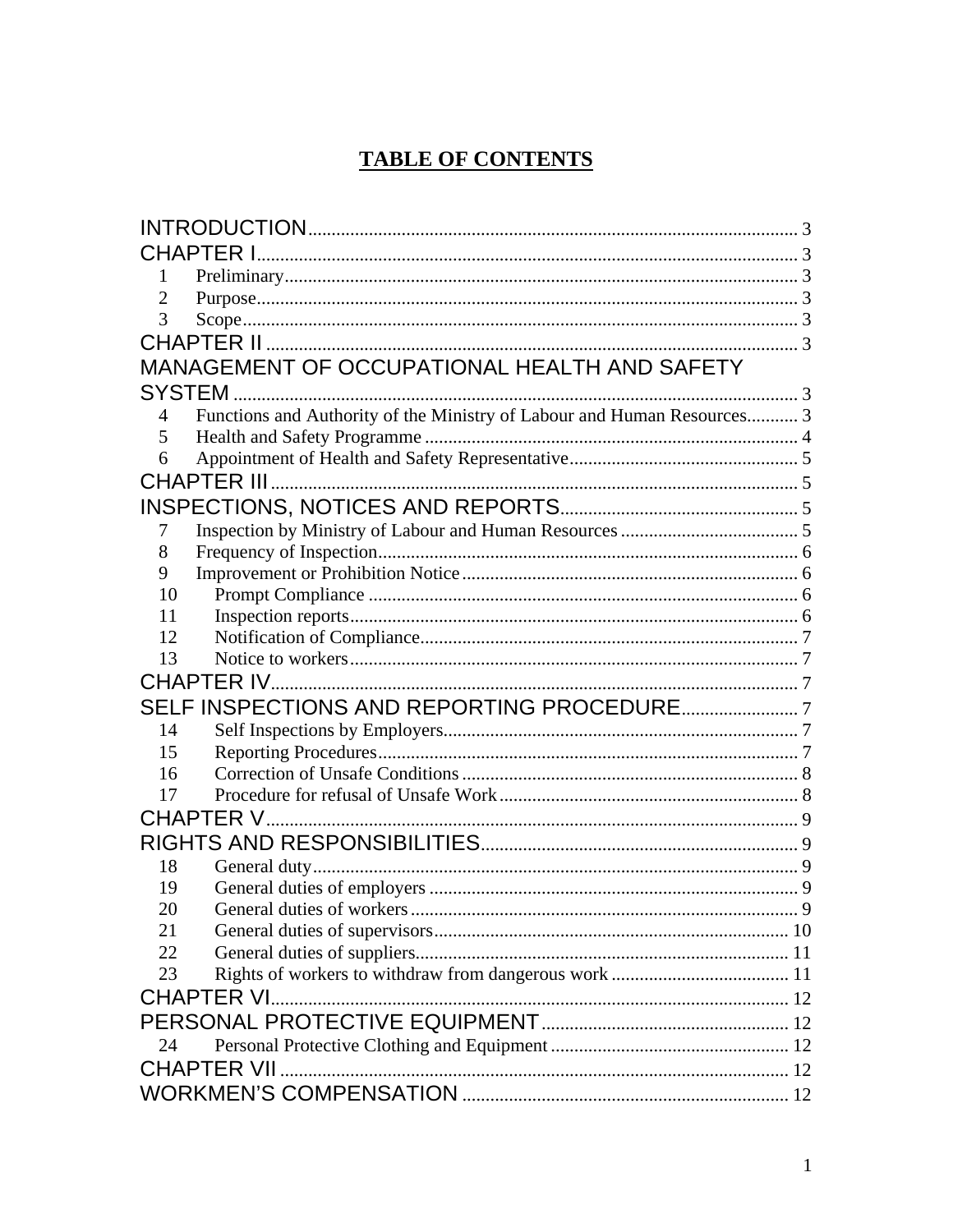# TABLE OF CONTENTS

INTRODUCTION ..... 3

CHAPTER I ..... 3

- 1 Preliminary ..... 3
- 2 Purpose ..... 3
- 3 Scope ..... 3

CHAPTER II ..... 3

MANAGEMENT OF OCCUPATIONAL HEALTH AND SAFETY SYSTEM ..... 3

- 4 Functions and Authority of the Ministry of Labour and Human Resources ..... 3
- 5 Health and Safety Programme ..... 4
- 6 Appointment of Health and Safety Representative ..... 5

CHAPTER III ..... 5

INSPECTIONS, NOTICES AND REPORTS ..... 5

- 7 Inspection by Ministry of Labour and Human Resources ..... 5
- 8 Frequency of Inspection ..... 6
- 9 Improvement or Prohibition Notice ..... 6
- 10 Prompt Compliance ..... 6
- 11 Inspection reports ..... 6
- 12 Notification of Compliance ..... 7
- 13 Notice to workers ..... 7

CHAPTER IV ..... 7

SELF INSPECTIONS AND REPORTING PROCEDURE ..... 7

- 14 Self Inspections by Employers ..... 7
- 15 Reporting Procedures ..... 7
- 16 Correction of Unsafe Conditions ..... 8
- 17 Procedure for refusal of Unsafe Work ..... 8

CHAPTER V ..... 9

RIGHTS AND RESPONSIBILITIES ..... 9

- 18 General duty ..... 9
- 19 General duties of employers ..... 9
- 20 General duties of workers ..... 9
- 21 General duties of supervisors ..... 10
- 22 General duties of suppliers ..... 11
- 23 Rights of workers to withdraw from dangerous work ..... 11

CHAPTER VI ..... 12

PERSONAL PROTECTIVE EQUIPMENT ..... 12

- 24 Personal Protective Clothing and Equipment ..... 12

CHAPTER VII ..... 12

WORKMEN'S COMPENSATION ..... 12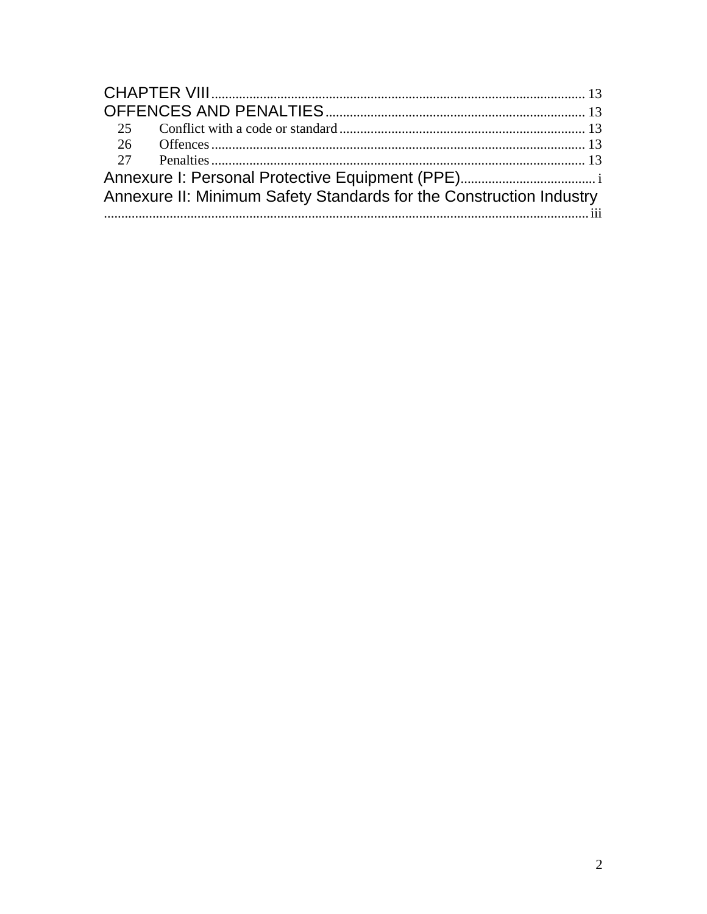CHAPTER VIII ........................................................................................................ 13
OFFENCES AND PENALTIES ........................................................................ 13
25 Conflict with a code or standard ...................................................................... 13
26 Offences ......................................................................................................... 13
27 Penalties ......................................................................................................... 13
Annexure I: Personal Protective Equipment (PPE) ..................................... i
Annexure II: Minimum Safety Standards for the Construction Industry ........................................................................................................................ iii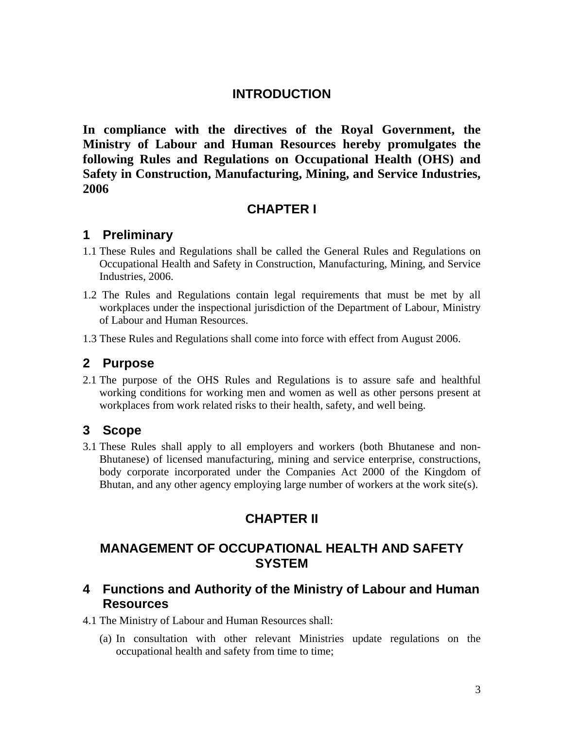## INTRODUCTION

**In compliance with the directives of the Royal Government, the Ministry of Labour and Human Resources hereby promulgates the following Rules and Regulations on Occupational Health (OHS) and Safety in Construction, Manufacturing, Mining, and Service Industries, 2006**

## CHAPTER I

### 1 Preliminary

1.1 These Rules and Regulations shall be called the General Rules and Regulations on Occupational Health and Safety in Construction, Manufacturing, Mining, and Service Industries, 2006.

1.2 The Rules and Regulations contain legal requirements that must be met by all workplaces under the inspectional jurisdiction of the Department of Labour, Ministry of Labour and Human Resources.

1.3 These Rules and Regulations shall come into force with effect from August 2006.

### 2 Purpose

2.1 The purpose of the OHS Rules and Regulations is to assure safe and healthful working conditions for working men and women as well as other persons present at workplaces from work related risks to their health, safety, and well being.

### 3 Scope

3.1 These Rules shall apply to all employers and workers (both Bhutanese and non-Bhutanese) of licensed manufacturing, mining and service enterprise, constructions, body corporate incorporated under the Companies Act 2000 of the Kingdom of Bhutan, and any other agency employing large number of workers at the work site(s).

## CHAPTER II

## MANAGEMENT OF OCCUPATIONAL HEALTH AND SAFETY SYSTEM

### 4 Functions and Authority of the Ministry of Labour and Human Resources

4.1 The Ministry of Labour and Human Resources shall:

(a) In consultation with other relevant Ministries update regulations on the occupational health and safety from time to time;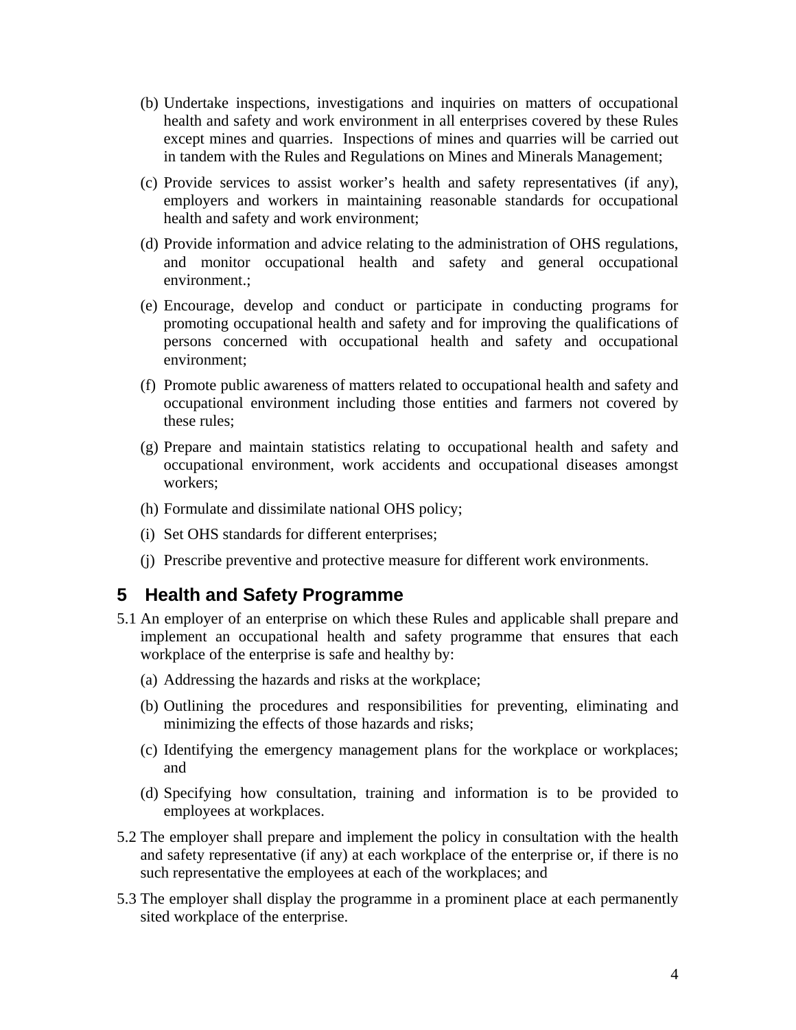(b) Undertake inspections, investigations and inquiries on matters of occupational health and safety and work environment in all enterprises covered by these Rules except mines and quarries. Inspections of mines and quarries will be carried out in tandem with the Rules and Regulations on Mines and Minerals Management;

(c) Provide services to assist worker's health and safety representatives (if any), employers and workers in maintaining reasonable standards for occupational health and safety and work environment;

(d) Provide information and advice relating to the administration of OHS regulations, and monitor occupational health and safety and general occupational environment.;

(e) Encourage, develop and conduct or participate in conducting programs for promoting occupational health and safety and for improving the qualifications of persons concerned with occupational health and safety and occupational environment;

(f) Promote public awareness of matters related to occupational health and safety and occupational environment including those entities and farmers not covered by these rules;

(g) Prepare and maintain statistics relating to occupational health and safety and occupational environment, work accidents and occupational diseases amongst workers;

(h) Formulate and dissimilate national OHS policy;

(i) Set OHS standards for different enterprises;

(j) Prescribe preventive and protective measure for different work environments.

## 5 Health and Safety Programme

5.1 An employer of an enterprise on which these Rules and applicable shall prepare and implement an occupational health and safety programme that ensures that each workplace of the enterprise is safe and healthy by:

(a) Addressing the hazards and risks at the workplace;

(b) Outlining the procedures and responsibilities for preventing, eliminating and minimizing the effects of those hazards and risks;

(c) Identifying the emergency management plans for the workplace or workplaces; and

(d) Specifying how consultation, training and information is to be provided to employees at workplaces.

5.2 The employer shall prepare and implement the policy in consultation with the health and safety representative (if any) at each workplace of the enterprise or, if there is no such representative the employees at each of the workplaces; and

5.3 The employer shall display the programme in a prominent place at each permanently sited workplace of the enterprise.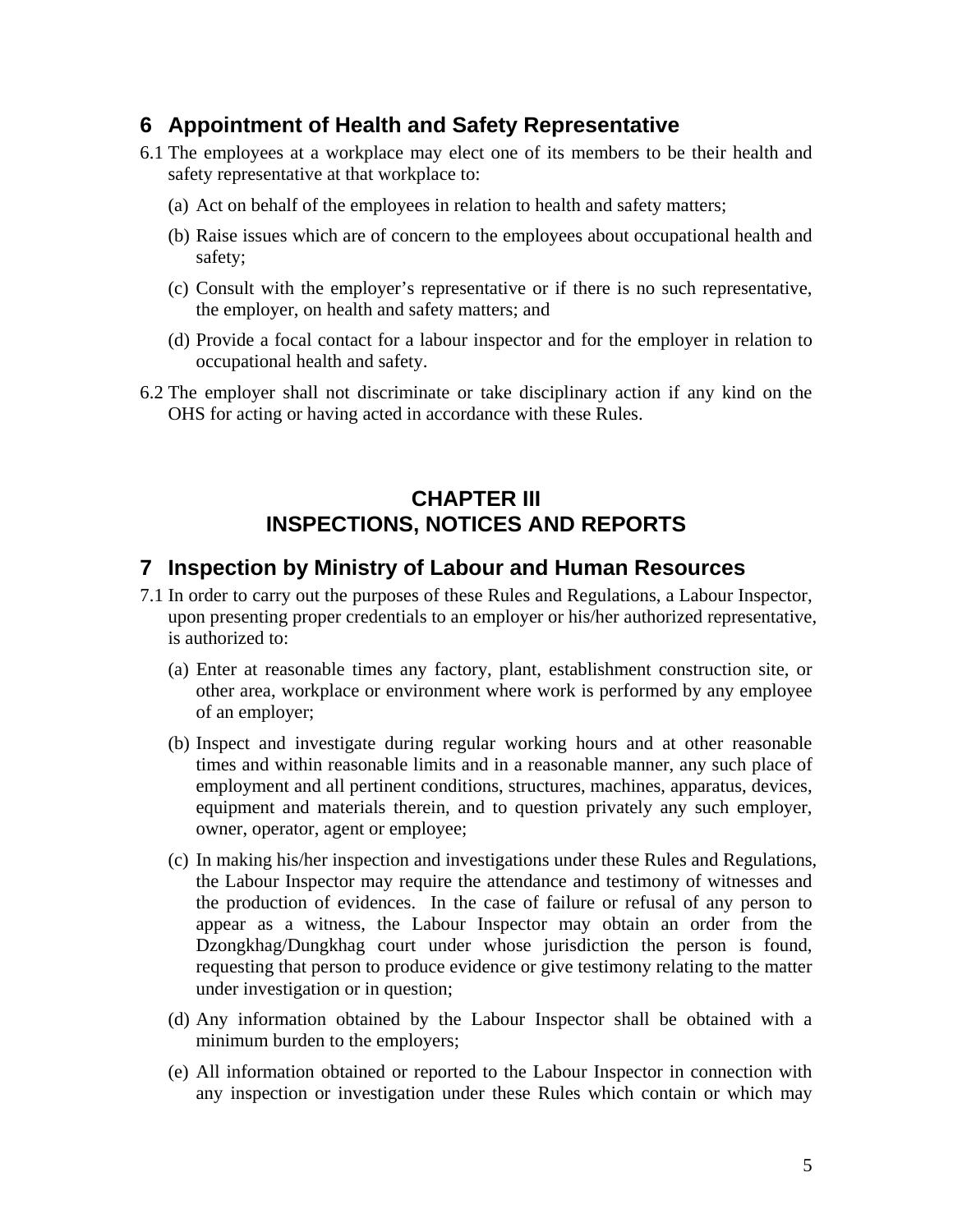## 6 Appointment of Health and Safety Representative

6.1 The employees at a workplace may elect one of its members to be their health and safety representative at that workplace to:

(a) Act on behalf of the employees in relation to health and safety matters;

(b) Raise issues which are of concern to the employees about occupational health and safety;

(c) Consult with the employer's representative or if there is no such representative, the employer, on health and safety matters; and

(d) Provide a focal contact for a labour inspector and for the employer in relation to occupational health and safety.

6.2 The employer shall not discriminate or take disciplinary action if any kind on the OHS for acting or having acted in accordance with these Rules.

# CHAPTER III
# INSPECTIONS, NOTICES AND REPORTS

## 7 Inspection by Ministry of Labour and Human Resources

7.1 In order to carry out the purposes of these Rules and Regulations, a Labour Inspector, upon presenting proper credentials to an employer or his/her authorized representative, is authorized to:

(a) Enter at reasonable times any factory, plant, establishment construction site, or other area, workplace or environment where work is performed by any employee of an employer;

(b) Inspect and investigate during regular working hours and at other reasonable times and within reasonable limits and in a reasonable manner, any such place of employment and all pertinent conditions, structures, machines, apparatus, devices, equipment and materials therein, and to question privately any such employer, owner, operator, agent or employee;

(c) In making his/her inspection and investigations under these Rules and Regulations, the Labour Inspector may require the attendance and testimony of witnesses and the production of evidences. In the case of failure or refusal of any person to appear as a witness, the Labour Inspector may obtain an order from the Dzongkhag/Dungkhag court under whose jurisdiction the person is found, requesting that person to produce evidence or give testimony relating to the matter under investigation or in question;

(d) Any information obtained by the Labour Inspector shall be obtained with a minimum burden to the employers;

(e) All information obtained or reported to the Labour Inspector in connection with any inspection or investigation under these Rules which contain or which may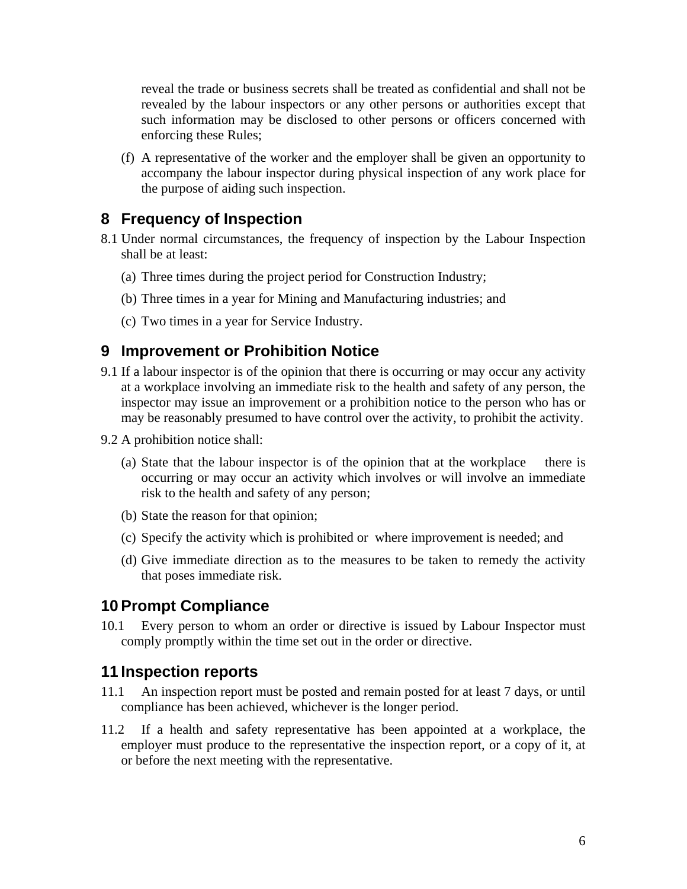reveal the trade or business secrets shall be treated as confidential and shall not be revealed by the labour inspectors or any other persons or authorities except that such information may be disclosed to other persons or officers concerned with enforcing these Rules;

(f) A representative of the worker and the employer shall be given an opportunity to accompany the labour inspector during physical inspection of any work place for the purpose of aiding such inspection.

## 8 Frequency of Inspection

8.1 Under normal circumstances, the frequency of inspection by the Labour Inspection shall be at least:

(a) Three times during the project period for Construction Industry;

(b) Three times in a year for Mining and Manufacturing industries; and

(c) Two times in a year for Service Industry.

## 9 Improvement or Prohibition Notice

9.1 If a labour inspector is of the opinion that there is occurring or may occur any activity at a workplace involving an immediate risk to the health and safety of any person, the inspector may issue an improvement or a prohibition notice to the person who has or may be reasonably presumed to have control over the activity, to prohibit the activity.

9.2 A prohibition notice shall:

(a) State that the labour inspector is of the opinion that at the workplace there is occurring or may occur an activity which involves or will involve an immediate risk to the health and safety of any person;

(b) State the reason for that opinion;

(c) Specify the activity which is prohibited or where improvement is needed; and

(d) Give immediate direction as to the measures to be taken to remedy the activity that poses immediate risk.

## 10 Prompt Compliance

10.1 Every person to whom an order or directive is issued by Labour Inspector must comply promptly within the time set out in the order or directive.

## 11 Inspection reports

11.1 An inspection report must be posted and remain posted for at least 7 days, or until compliance has been achieved, whichever is the longer period.

11.2 If a health and safety representative has been appointed at a workplace, the employer must produce to the representative the inspection report, or a copy of it, at or before the next meeting with the representative.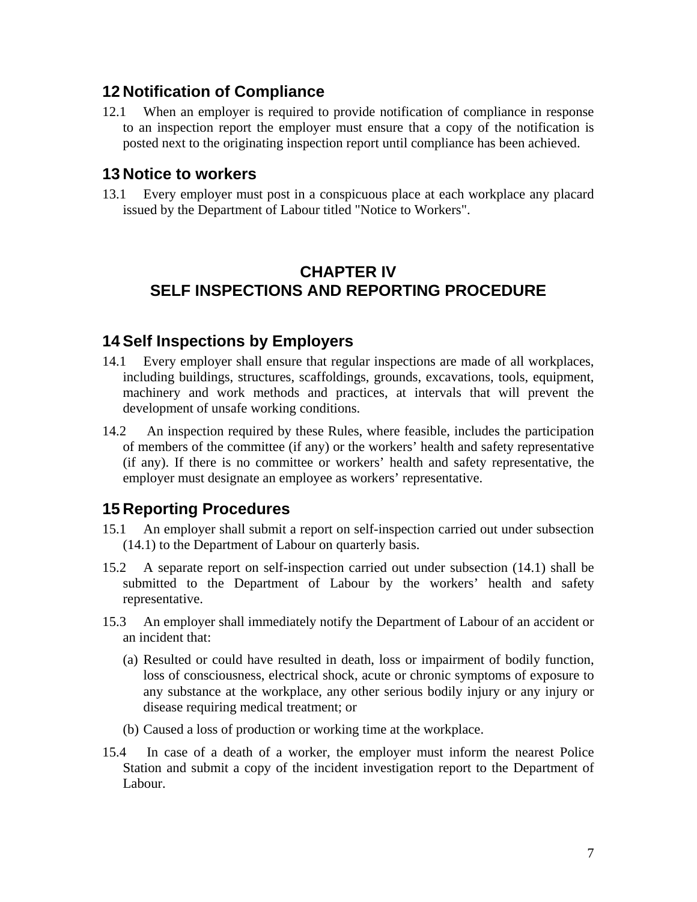## 12 Notification of Compliance

12.1 When an employer is required to provide notification of compliance in response to an inspection report the employer must ensure that a copy of the notification is posted next to the originating inspection report until compliance has been achieved.

## 13 Notice to workers

13.1 Every employer must post in a conspicuous place at each workplace any placard issued by the Department of Labour titled "Notice to Workers".

# CHAPTER IV
# SELF INSPECTIONS AND REPORTING PROCEDURE

## 14 Self Inspections by Employers

14.1 Every employer shall ensure that regular inspections are made of all workplaces, including buildings, structures, scaffoldings, grounds, excavations, tools, equipment, machinery and work methods and practices, at intervals that will prevent the development of unsafe working conditions.

14.2 An inspection required by these Rules, where feasible, includes the participation of members of the committee (if any) or the workers' health and safety representative (if any). If there is no committee or workers' health and safety representative, the employer must designate an employee as workers' representative.

## 15 Reporting Procedures

15.1 An employer shall submit a report on self-inspection carried out under subsection (14.1) to the Department of Labour on quarterly basis.

15.2 A separate report on self-inspection carried out under subsection (14.1) shall be submitted to the Department of Labour by the workers' health and safety representative.

15.3 An employer shall immediately notify the Department of Labour of an accident or an incident that:

(a) Resulted or could have resulted in death, loss or impairment of bodily function, loss of consciousness, electrical shock, acute or chronic symptoms of exposure to any substance at the workplace, any other serious bodily injury or any injury or disease requiring medical treatment; or

(b) Caused a loss of production or working time at the workplace.

15.4 In case of a death of a worker, the employer must inform the nearest Police Station and submit a copy of the incident investigation report to the Department of Labour.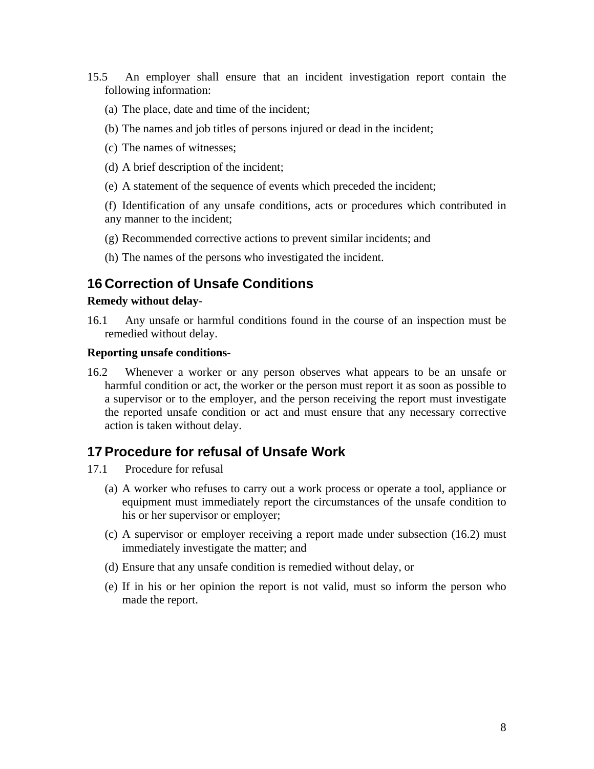15.5 An employer shall ensure that an incident investigation report contain the following information:

(a) The place, date and time of the incident;

(b) The names and job titles of persons injured or dead in the incident;

(c) The names of witnesses;

(d) A brief description of the incident;

(e) A statement of the sequence of events which preceded the incident;

(f) Identification of any unsafe conditions, acts or procedures which contributed in any manner to the incident;

(g) Recommended corrective actions to prevent similar incidents; and

(h) The names of the persons who investigated the incident.

## 16 Correction of Unsafe Conditions

**Remedy without delay**-

16.1 Any unsafe or harmful conditions found in the course of an inspection must be remedied without delay.

**Reporting unsafe conditions-**

16.2 Whenever a worker or any person observes what appears to be an unsafe or harmful condition or act, the worker or the person must report it as soon as possible to a supervisor or to the employer, and the person receiving the report must investigate the reported unsafe condition or act and must ensure that any necessary corrective action is taken without delay.

## 17 Procedure for refusal of Unsafe Work

17.1 Procedure for refusal

(a) A worker who refuses to carry out a work process or operate a tool, appliance or equipment must immediately report the circumstances of the unsafe condition to his or her supervisor or employer;

(c) A supervisor or employer receiving a report made under subsection (16.2) must immediately investigate the matter; and

(d) Ensure that any unsafe condition is remedied without delay, or

(e) If in his or her opinion the report is not valid, must so inform the person who made the report.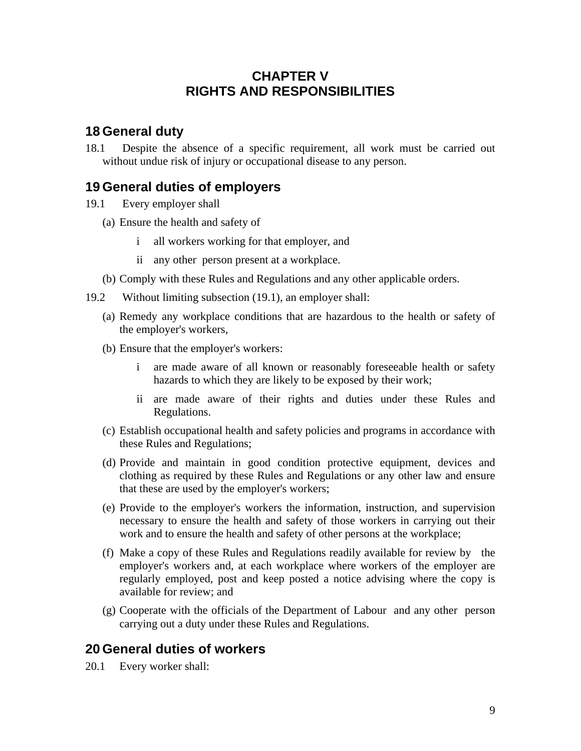# CHAPTER V
# RIGHTS AND RESPONSIBILITIES

## 18 General duty

18.1 Despite the absence of a specific requirement, all work must be carried out without undue risk of injury or occupational disease to any person.

## 19 General duties of employers

19.1 Every employer shall

(a) Ensure the health and safety of

- i all workers working for that employer, and
- ii any other person present at a workplace.

(b) Comply with these Rules and Regulations and any other applicable orders.

19.2 Without limiting subsection (19.1), an employer shall:

(a) Remedy any workplace conditions that are hazardous to the health or safety of the employer's workers,

(b) Ensure that the employer's workers:

- i are made aware of all known or reasonably foreseeable health or safety hazards to which they are likely to be exposed by their work;
- ii are made aware of their rights and duties under these Rules and Regulations.

(c) Establish occupational health and safety policies and programs in accordance with these Rules and Regulations;

(d) Provide and maintain in good condition protective equipment, devices and clothing as required by these Rules and Regulations or any other law and ensure that these are used by the employer's workers;

(e) Provide to the employer's workers the information, instruction, and supervision necessary to ensure the health and safety of those workers in carrying out their work and to ensure the health and safety of other persons at the workplace;

(f) Make a copy of these Rules and Regulations readily available for review by the employer's workers and, at each workplace where workers of the employer are regularly employed, post and keep posted a notice advising where the copy is available for review; and

(g) Cooperate with the officials of the Department of Labour and any other person carrying out a duty under these Rules and Regulations.

## 20 General duties of workers

20.1 Every worker shall: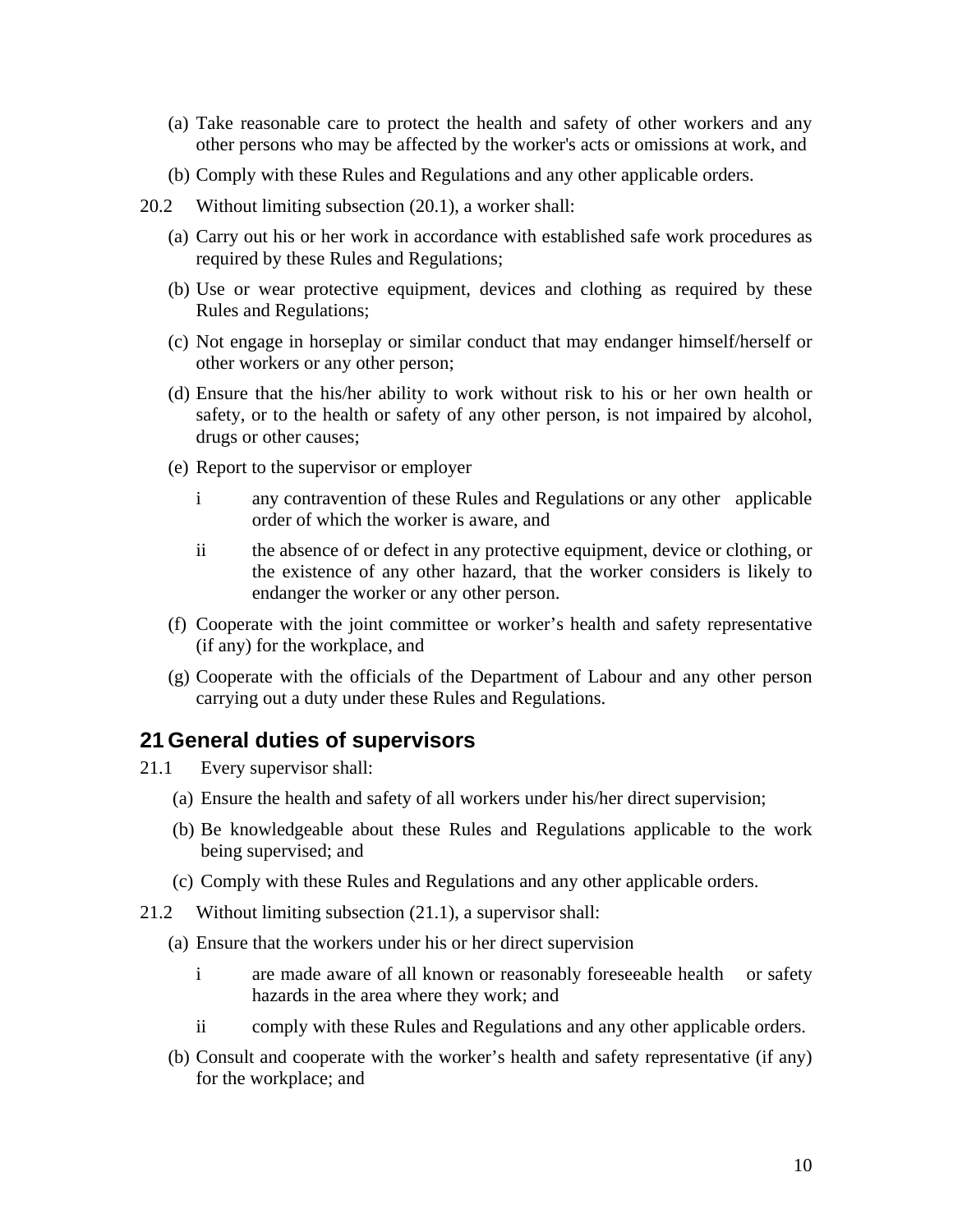(a) Take reasonable care to protect the health and safety of other workers and any other persons who may be affected by the worker's acts or omissions at work, and

(b) Comply with these Rules and Regulations and any other applicable orders.

20.2 Without limiting subsection (20.1), a worker shall:

(a) Carry out his or her work in accordance with established safe work procedures as required by these Rules and Regulations;

(b) Use or wear protective equipment, devices and clothing as required by these Rules and Regulations;

(c) Not engage in horseplay or similar conduct that may endanger himself/herself or other workers or any other person;

(d) Ensure that the his/her ability to work without risk to his or her own health or safety, or to the health or safety of any other person, is not impaired by alcohol, drugs or other causes;

(e) Report to the supervisor or employer

i any contravention of these Rules and Regulations or any other applicable order of which the worker is aware, and

ii the absence of or defect in any protective equipment, device or clothing, or the existence of any other hazard, that the worker considers is likely to endanger the worker or any other person.

(f) Cooperate with the joint committee or worker's health and safety representative (if any) for the workplace, and

(g) Cooperate with the officials of the Department of Labour and any other person carrying out a duty under these Rules and Regulations.

## 21 General duties of supervisors

21.1 Every supervisor shall:

(a) Ensure the health and safety of all workers under his/her direct supervision;

(b) Be knowledgeable about these Rules and Regulations applicable to the work being supervised; and

(c) Comply with these Rules and Regulations and any other applicable orders.

21.2 Without limiting subsection (21.1), a supervisor shall:

(a) Ensure that the workers under his or her direct supervision

i are made aware of all known or reasonably foreseeable health or safety hazards in the area where they work; and

ii comply with these Rules and Regulations and any other applicable orders.

(b) Consult and cooperate with the worker's health and safety representative (if any) for the workplace; and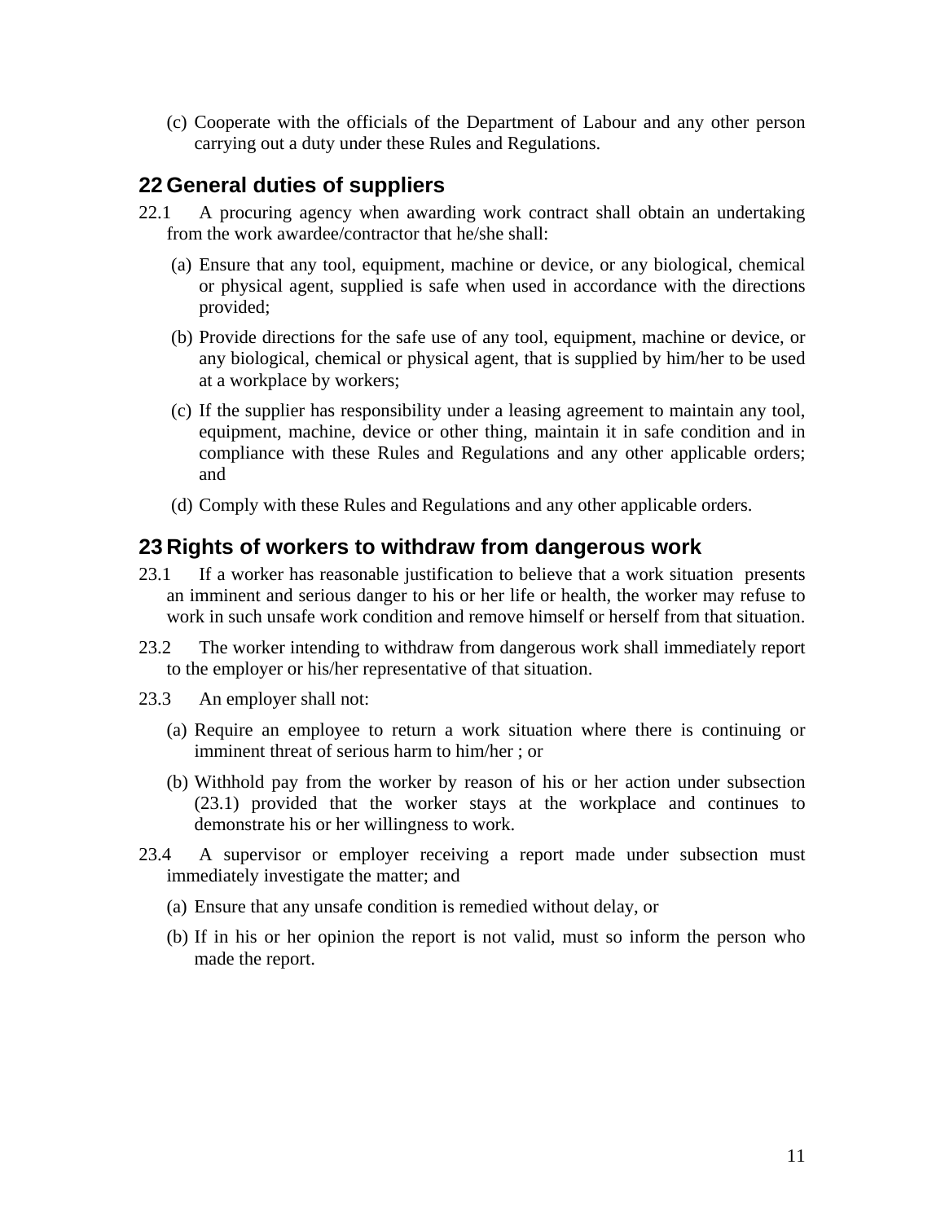(c) Cooperate with the officials of the Department of Labour and any other person carrying out a duty under these Rules and Regulations.

## 22 General duties of suppliers

22.1 A procuring agency when awarding work contract shall obtain an undertaking from the work awardee/contractor that he/she shall:

(a) Ensure that any tool, equipment, machine or device, or any biological, chemical or physical agent, supplied is safe when used in accordance with the directions provided;

(b) Provide directions for the safe use of any tool, equipment, machine or device, or any biological, chemical or physical agent, that is supplied by him/her to be used at a workplace by workers;

(c) If the supplier has responsibility under a leasing agreement to maintain any tool, equipment, machine, device or other thing, maintain it in safe condition and in compliance with these Rules and Regulations and any other applicable orders; and

(d) Comply with these Rules and Regulations and any other applicable orders.

## 23 Rights of workers to withdraw from dangerous work

23.1 If a worker has reasonable justification to believe that a work situation presents an imminent and serious danger to his or her life or health, the worker may refuse to work in such unsafe work condition and remove himself or herself from that situation.

23.2 The worker intending to withdraw from dangerous work shall immediately report to the employer or his/her representative of that situation.

23.3 An employer shall not:

(a) Require an employee to return a work situation where there is continuing or imminent threat of serious harm to him/her ; or

(b) Withhold pay from the worker by reason of his or her action under subsection (23.1) provided that the worker stays at the workplace and continues to demonstrate his or her willingness to work.

23.4 A supervisor or employer receiving a report made under subsection must immediately investigate the matter; and

(a) Ensure that any unsafe condition is remedied without delay, or

(b) If in his or her opinion the report is not valid, must so inform the person who made the report.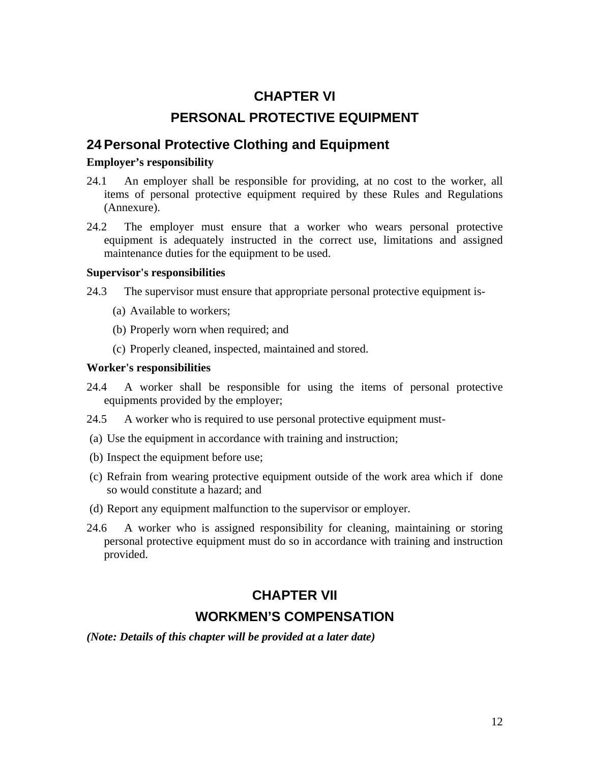# CHAPTER VI

# PERSONAL PROTECTIVE EQUIPMENT

## 24 Personal Protective Clothing and Equipment

**Employer's responsibility**

24.1 An employer shall be responsible for providing, at no cost to the worker, all items of personal protective equipment required by these Rules and Regulations (Annexure).

24.2 The employer must ensure that a worker who wears personal protective equipment is adequately instructed in the correct use, limitations and assigned maintenance duties for the equipment to be used.

**Supervisor's responsibilities**

24.3 The supervisor must ensure that appropriate personal protective equipment is-

(a) Available to workers;

(b) Properly worn when required; and

(c) Properly cleaned, inspected, maintained and stored.

**Worker's responsibilities**

24.4 A worker shall be responsible for using the items of personal protective equipments provided by the employer;

24.5 A worker who is required to use personal protective equipment must-

(a) Use the equipment in accordance with training and instruction;

(b) Inspect the equipment before use;

(c) Refrain from wearing protective equipment outside of the work area which if done so would constitute a hazard; and

(d) Report any equipment malfunction to the supervisor or employer.

24.6 A worker who is assigned responsibility for cleaning, maintaining or storing personal protective equipment must do so in accordance with training and instruction provided.

# CHAPTER VII

# WORKMEN'S COMPENSATION

***(Note: Details of this chapter will be provided at a later date)***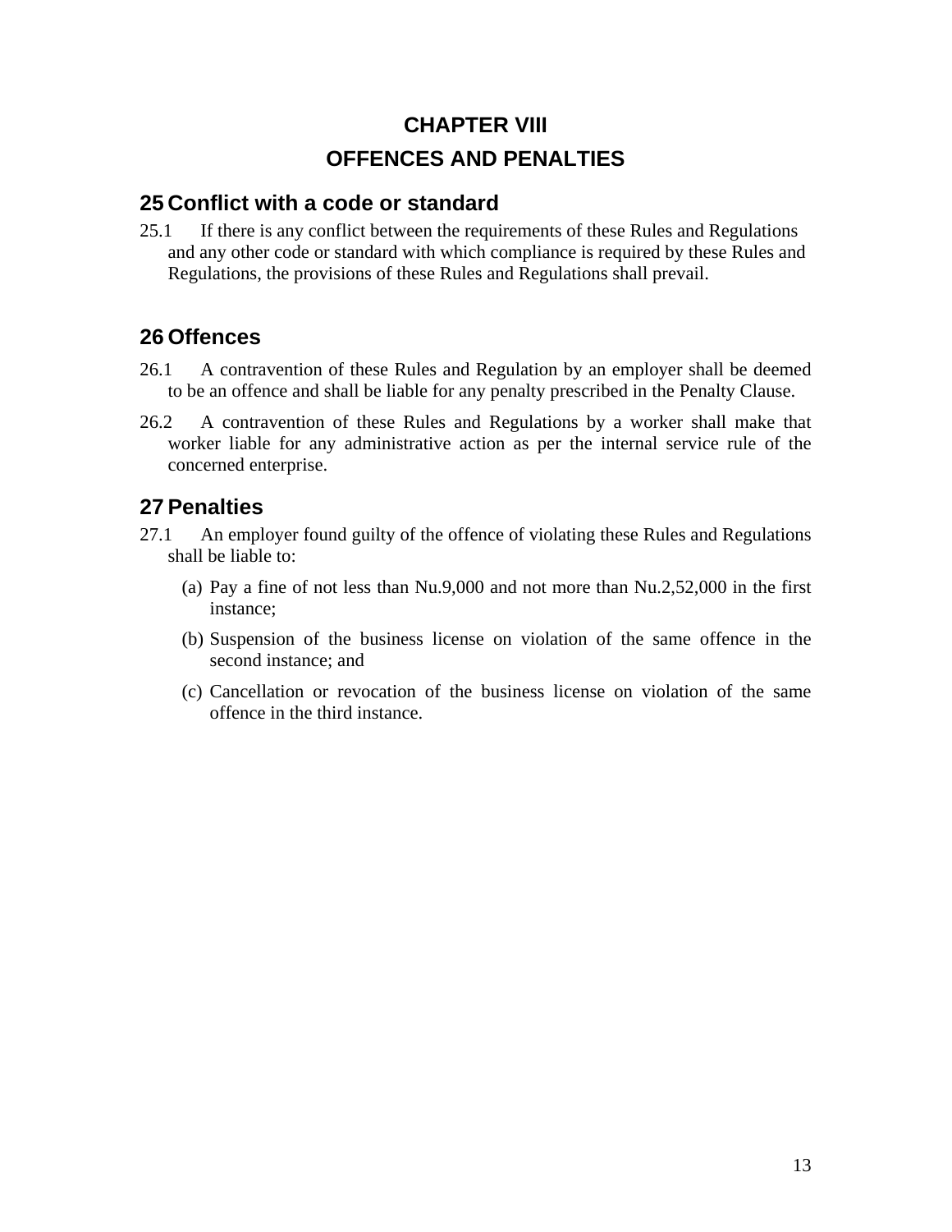# CHAPTER VIII

# OFFENCES AND PENALTIES

## 25 Conflict with a code or standard

25.1 If there is any conflict between the requirements of these Rules and Regulations and any other code or standard with which compliance is required by these Rules and Regulations, the provisions of these Rules and Regulations shall prevail.

## 26 Offences

26.1 A contravention of these Rules and Regulation by an employer shall be deemed to be an offence and shall be liable for any penalty prescribed in the Penalty Clause.

26.2 A contravention of these Rules and Regulations by a worker shall make that worker liable for any administrative action as per the internal service rule of the concerned enterprise.

## 27 Penalties

27.1 An employer found guilty of the offence of violating these Rules and Regulations shall be liable to:

(a) Pay a fine of not less than Nu.9,000 and not more than Nu.2,52,000 in the first instance;

(b) Suspension of the business license on violation of the same offence in the second instance; and

(c) Cancellation or revocation of the business license on violation of the same offence in the third instance.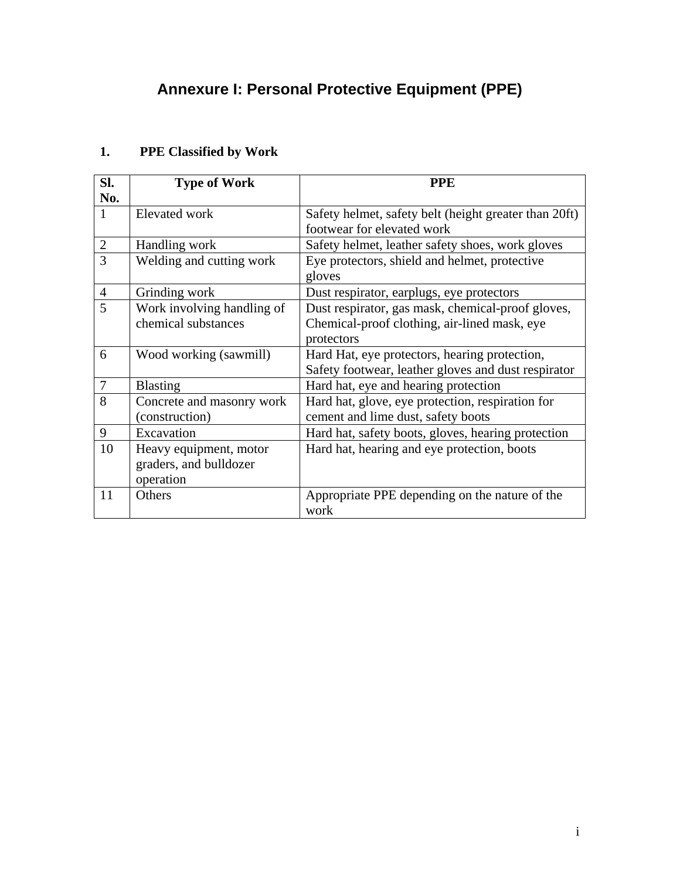# Annexure I: Personal Protective Equipment (PPE)

## 1. PPE Classified by Work

| Sl. No. | Type of Work | PPE |
|---|---|---|
| 1 | Elevated work | Safety helmet, safety belt (height greater than 20ft) footwear for elevated work |
| 2 | Handling work | Safety helmet, leather safety shoes, work gloves |
| 3 | Welding and cutting work | Eye protectors, shield and helmet, protective gloves |
| 4 | Grinding work | Dust respirator, earplugs, eye protectors |
| 5 | Work involving handling of chemical substances | Dust respirator, gas mask, chemical-proof gloves, Chemical-proof clothing, air-lined mask, eye protectors |
| 6 | Wood working (sawmill) | Hard Hat, eye protectors, hearing protection, Safety footwear, leather gloves and dust respirator |
| 7 | Blasting | Hard hat, eye and hearing protection |
| 8 | Concrete and masonry work (construction) | Hard hat, glove, eye protection, respiration for cement and lime dust, safety boots |
| 9 | Excavation | Hard hat, safety boots, gloves, hearing protection |
| 10 | Heavy equipment, motor graders, and bulldozer operation | Hard hat, hearing and eye protection, boots |
| 11 | Others | Appropriate PPE depending on the nature of the work |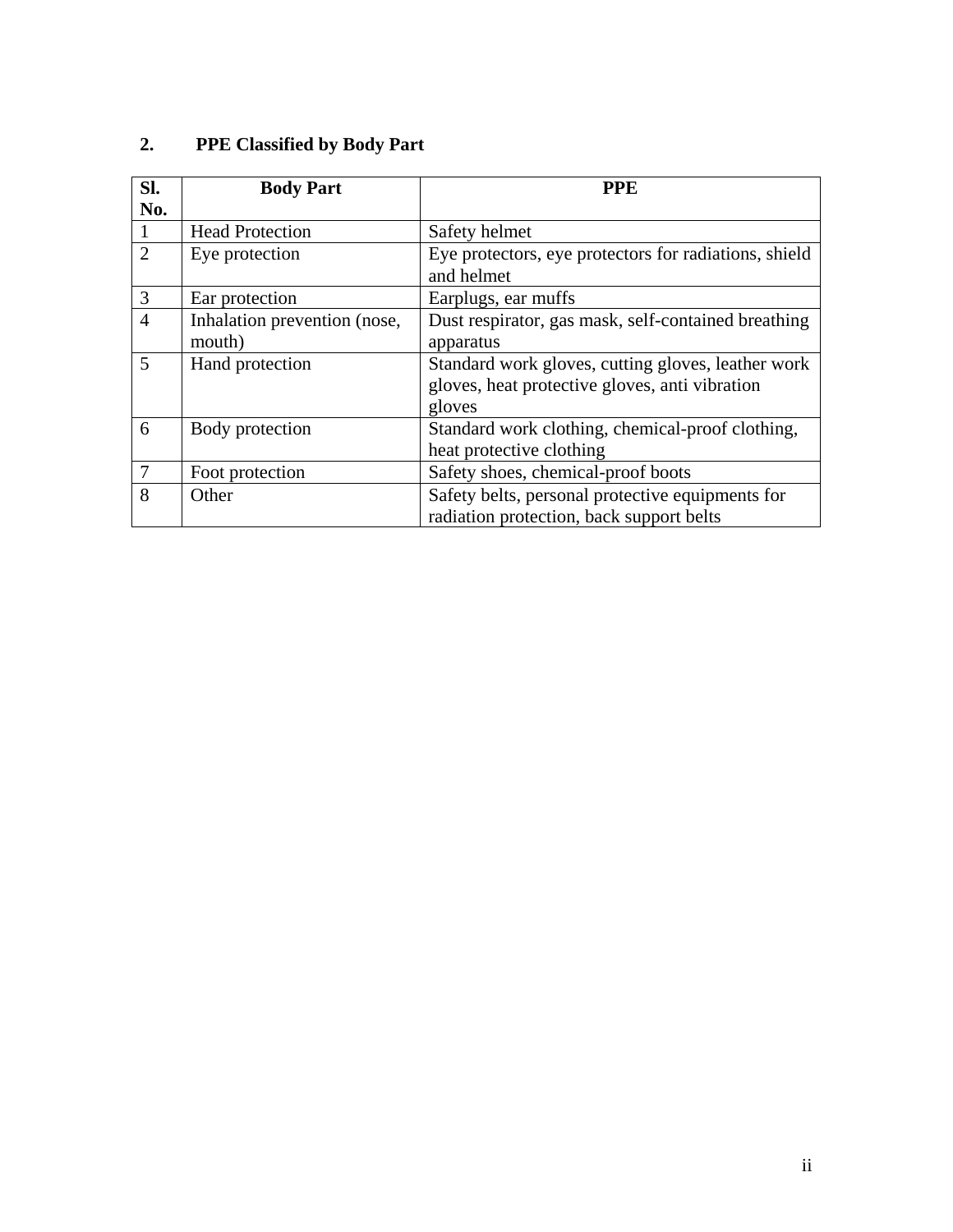## 2. PPE Classified by Body Part

| Sl. No. | Body Part | PPE |
|---|---|---|
| 1 | Head Protection | Safety helmet |
| 2 | Eye protection | Eye protectors, eye protectors for radiations, shield and helmet |
| 3 | Ear protection | Earplugs, ear muffs |
| 4 | Inhalation prevention (nose, mouth) | Dust respirator, gas mask, self-contained breathing apparatus |
| 5 | Hand protection | Standard work gloves, cutting gloves, leather work gloves, heat protective gloves, anti vibration gloves |
| 6 | Body protection | Standard work clothing, chemical-proof clothing, heat protective clothing |
| 7 | Foot protection | Safety shoes, chemical-proof boots |
| 8 | Other | Safety belts, personal protective equipments for radiation protection, back support belts |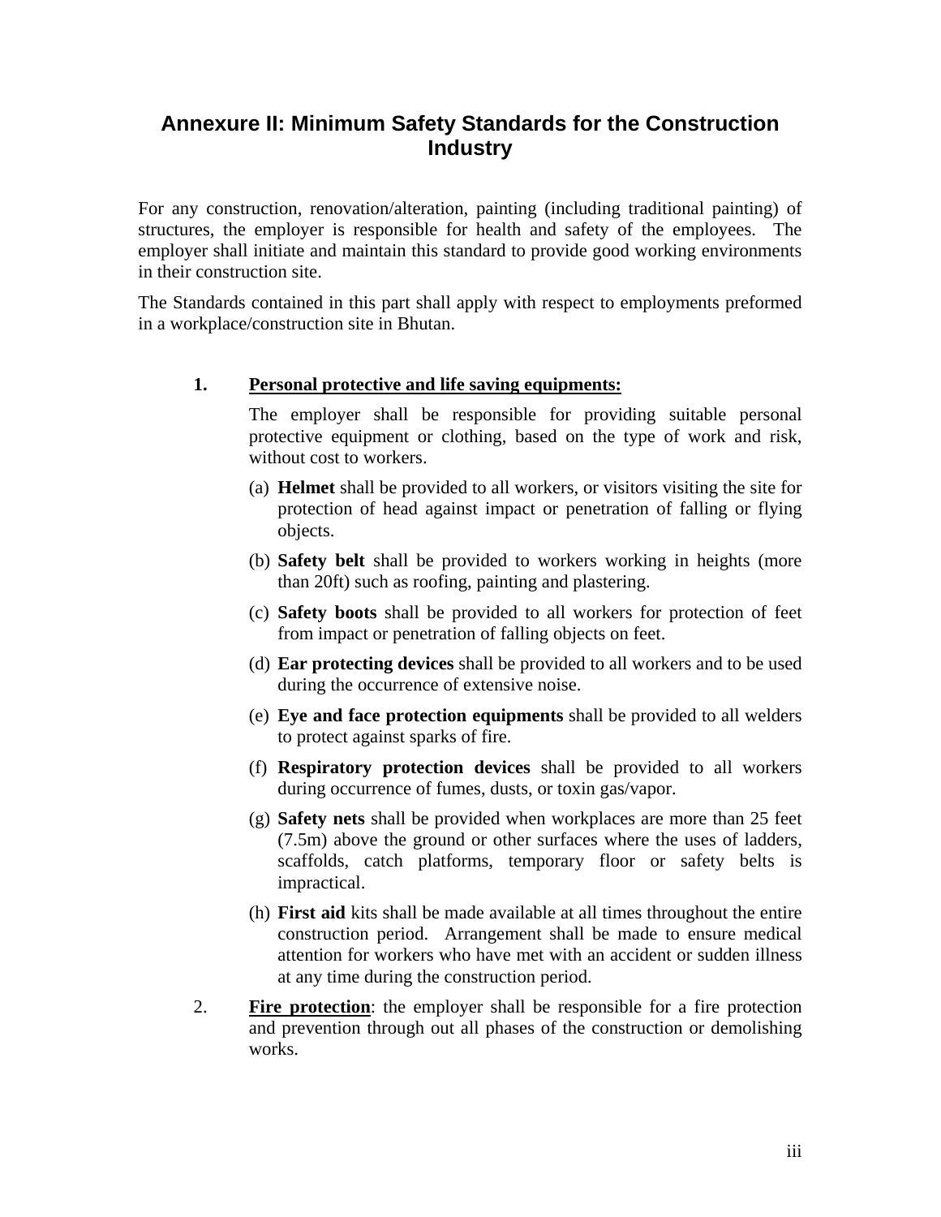# Annexure II: Minimum Safety Standards for the Construction Industry

For any construction, renovation/alteration, painting (including traditional painting) of structures, the employer is responsible for health and safety of the employees. The employer shall initiate and maintain this standard to provide good working environments in their construction site.

The Standards contained in this part shall apply with respect to employments preformed in a workplace/construction site in Bhutan.

**1. <u>Personal protective and life saving equipments:</u>**

The employer shall be responsible for providing suitable personal protective equipment or clothing, based on the type of work and risk, without cost to workers.

(a) **Helmet** shall be provided to all workers, or visitors visiting the site for protection of head against impact or penetration of falling or flying objects.

(b) **Safety belt** shall be provided to workers working in heights (more than 20ft) such as roofing, painting and plastering.

(c) **Safety boots** shall be provided to all workers for protection of feet from impact or penetration of falling objects on feet.

(d) **Ear protecting devices** shall be provided to all workers and to be used during the occurrence of extensive noise.

(e) **Eye and face protection equipments** shall be provided to all welders to protect against sparks of fire.

(f) **Respiratory protection devices** shall be provided to all workers during occurrence of fumes, dusts, or toxin gas/vapor.

(g) **Safety nets** shall be provided when workplaces are more than 25 feet (7.5m) above the ground or other surfaces where the uses of ladders, scaffolds, catch platforms, temporary floor or safety belts is impractical.

(h) **First aid** kits shall be made available at all times throughout the entire construction period. Arrangement shall be made to ensure medical attention for workers who have met with an accident or sudden illness at any time during the construction period.

2. **<u>Fire protection</u>**: the employer shall be responsible for a fire protection and prevention through out all phases of the construction or demolishing works.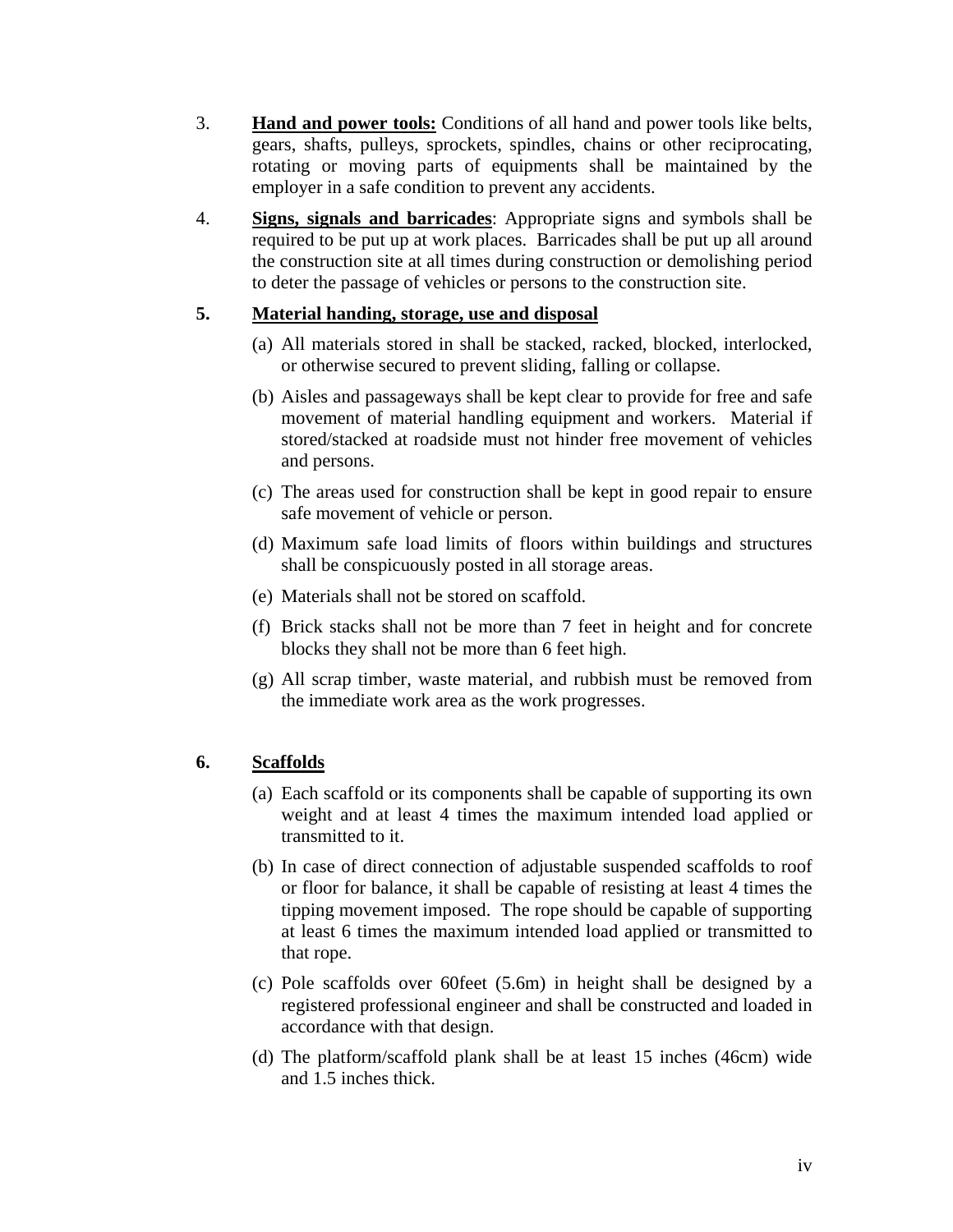3. **Hand and power tools:** Conditions of all hand and power tools like belts, gears, shafts, pulleys, sprockets, spindles, chains or other reciprocating, rotating or moving parts of equipments shall be maintained by the employer in a safe condition to prevent any accidents.

4. **Signs, signals and barricades**: Appropriate signs and symbols shall be required to be put up at work places. Barricades shall be put up all around the construction site at all times during construction or demolishing period to deter the passage of vehicles or persons to the construction site.

5. **Material handing, storage, use and disposal**

   (a) All materials stored in shall be stacked, racked, blocked, interlocked, or otherwise secured to prevent sliding, falling or collapse.

   (b) Aisles and passageways shall be kept clear to provide for free and safe movement of material handling equipment and workers. Material if stored/stacked at roadside must not hinder free movement of vehicles and persons.

   (c) The areas used for construction shall be kept in good repair to ensure safe movement of vehicle or person.

   (d) Maximum safe load limits of floors within buildings and structures shall be conspicuously posted in all storage areas.

   (e) Materials shall not be stored on scaffold.

   (f) Brick stacks shall not be more than 7 feet in height and for concrete blocks they shall not be more than 6 feet high.

   (g) All scrap timber, waste material, and rubbish must be removed from the immediate work area as the work progresses.

6. **Scaffolds**

   (a) Each scaffold or its components shall be capable of supporting its own weight and at least 4 times the maximum intended load applied or transmitted to it.

   (b) In case of direct connection of adjustable suspended scaffolds to roof or floor for balance, it shall be capable of resisting at least 4 times the tipping movement imposed. The rope should be capable of supporting at least 6 times the maximum intended load applied or transmitted to that rope.

   (c) Pole scaffolds over 60feet (5.6m) in height shall be designed by a registered professional engineer and shall be constructed and loaded in accordance with that design.

   (d) The platform/scaffold plank shall be at least 15 inches (46cm) wide and 1.5 inches thick.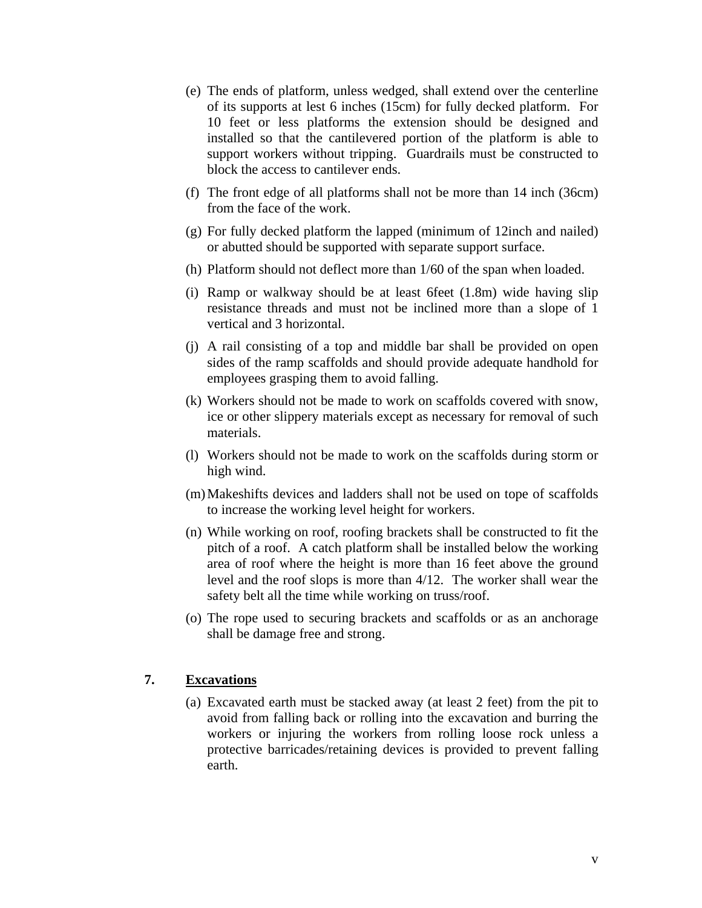(e) The ends of platform, unless wedged, shall extend over the centerline of its supports at lest 6 inches (15cm) for fully decked platform. For 10 feet or less platforms the extension should be designed and installed so that the cantilevered portion of the platform is able to support workers without tripping. Guardrails must be constructed to block the access to cantilever ends.

(f) The front edge of all platforms shall not be more than 14 inch (36cm) from the face of the work.

(g) For fully decked platform the lapped (minimum of 12inch and nailed) or abutted should be supported with separate support surface.

(h) Platform should not deflect more than 1/60 of the span when loaded.

(i) Ramp or walkway should be at least 6feet (1.8m) wide having slip resistance threads and must not be inclined more than a slope of 1 vertical and 3 horizontal.

(j) A rail consisting of a top and middle bar shall be provided on open sides of the ramp scaffolds and should provide adequate handhold for employees grasping them to avoid falling.

(k) Workers should not be made to work on scaffolds covered with snow, ice or other slippery materials except as necessary for removal of such materials.

(l) Workers should not be made to work on the scaffolds during storm or high wind.

(m) Makeshifts devices and ladders shall not be used on tope of scaffolds to increase the working level height for workers.

(n) While working on roof, roofing brackets shall be constructed to fit the pitch of a roof. A catch platform shall be installed below the working area of roof where the height is more than 16 feet above the ground level and the roof slops is more than 4/12. The worker shall wear the safety belt all the time while working on truss/roof.

(o) The rope used to securing brackets and scaffolds or as an anchorage shall be damage free and strong.

## 7. <u>Excavations</u>

(a) Excavated earth must be stacked away (at least 2 feet) from the pit to avoid from falling back or rolling into the excavation and burring the workers or injuring the workers from rolling loose rock unless a protective barricades/retaining devices is provided to prevent falling earth.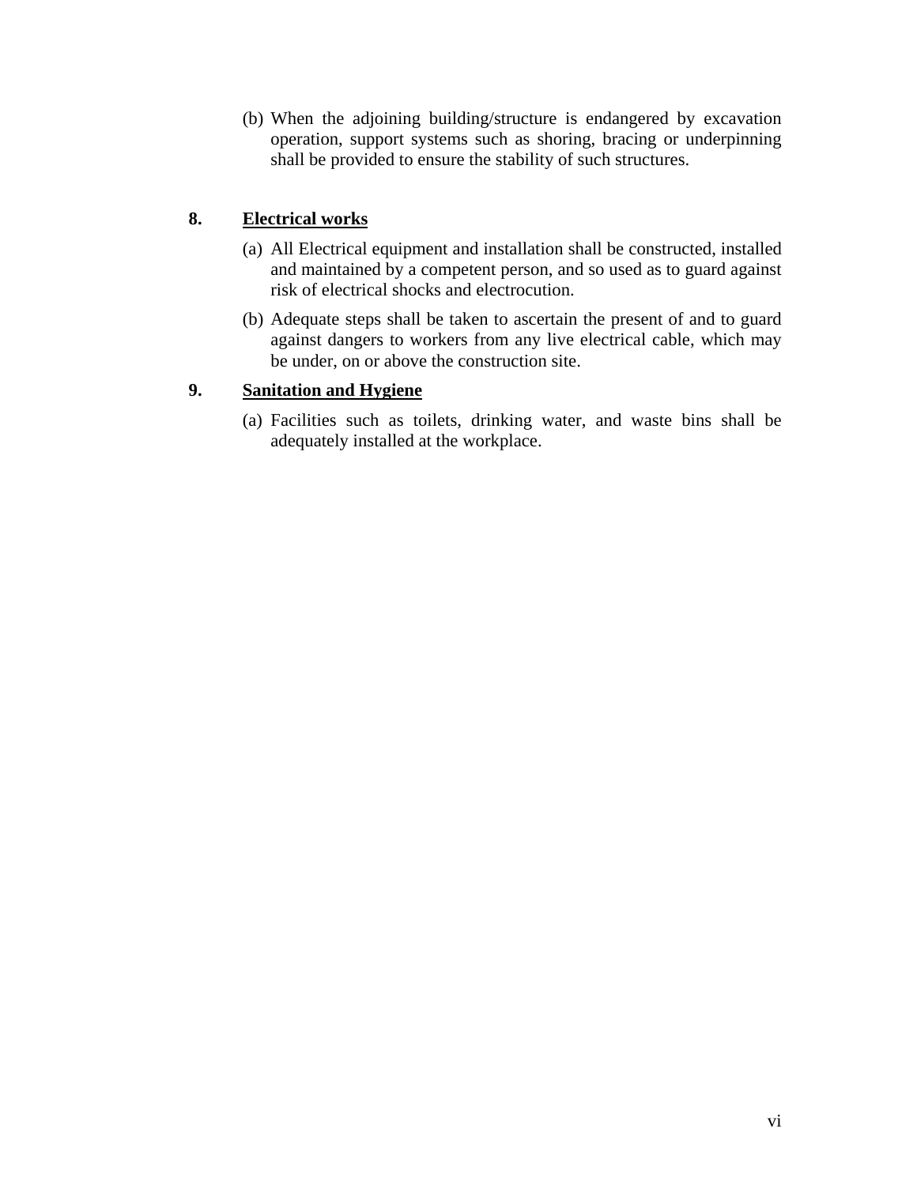(b) When the adjoining building/structure is endangered by excavation operation, support systems such as shoring, bracing or underpinning shall be provided to ensure the stability of such structures.

**8. <u>Electrical works</u>**

(a) All Electrical equipment and installation shall be constructed, installed and maintained by a competent person, and so used as to guard against risk of electrical shocks and electrocution.

(b) Adequate steps shall be taken to ascertain the present of and to guard against dangers to workers from any live electrical cable, which may be under, on or above the construction site.

**9. <u>Sanitation and Hygiene</u>**

(a) Facilities such as toilets, drinking water, and waste bins shall be adequately installed at the workplace.